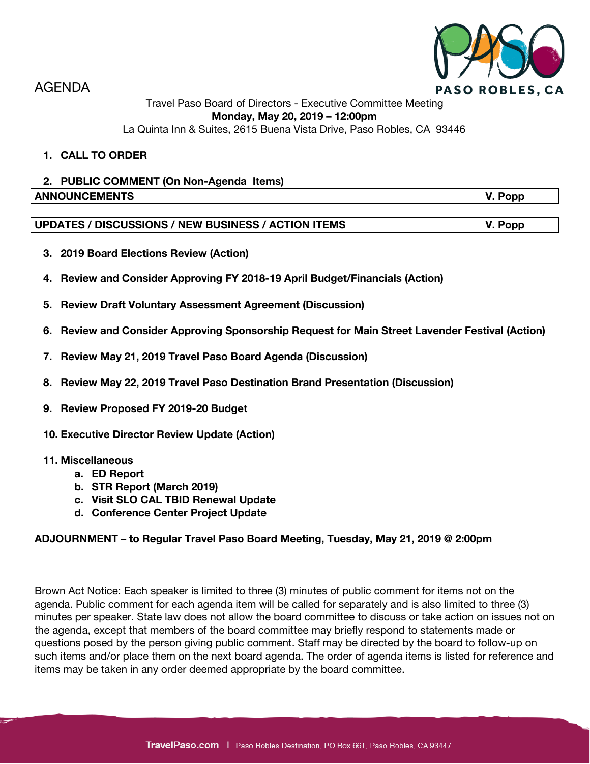# AGENDA

Travel Paso Board of Directors - Executive Committee Meeting
**Monday, May 20, 2019 – 12:00pm**
La Quinta Inn & Suites, 2615 Buena Vista Drive, Paso Robles, CA 93446

1. **CALL TO ORDER**

2. **PUBLIC COMMENT (On Non-Agenda Items)**

| **ANNOUNCEMENTS** | **V. Popp** |
|---|---|

| **UPDATES / DISCUSSIONS / NEW BUSINESS / ACTION ITEMS** | **V. Popp** |
|---|---|

3. **2019 Board Elections Review (Action)**

4. **Review and Consider Approving FY 2018-19 April Budget/Financials (Action)**

5. **Review Draft Voluntary Assessment Agreement (Discussion)**

6. **Review and Consider Approving Sponsorship Request for Main Street Lavender Festival (Action)**

7. **Review May 21, 2019 Travel Paso Board Agenda (Discussion)**

8. **Review May 22, 2019 Travel Paso Destination Brand Presentation (Discussion)**

9. **Review Proposed FY 2019-20 Budget**

10. **Executive Director Review Update (Action)**

11. **Miscellaneous**
    a. **ED Report**
    b. **STR Report (March 2019)**
    c. **Visit SLO CAL TBID Renewal Update**
    d. **Conference Center Project Update**

**ADJOURNMENT – to Regular Travel Paso Board Meeting, Tuesday, May 21, 2019 @ 2:00pm**

Brown Act Notice: Each speaker is limited to three (3) minutes of public comment for items not on the agenda. Public comment for each agenda item will be called for separately and is also limited to three (3) minutes per speaker. State law does not allow the board committee to discuss or take action on issues not on the agenda, except that members of the board committee may briefly respond to statements made or questions posed by the person giving public comment. Staff may be directed by the board to follow-up on such items and/or place them on the next board agenda. The order of agenda items is listed for reference and items may be taken in any order deemed appropriate by the board committee.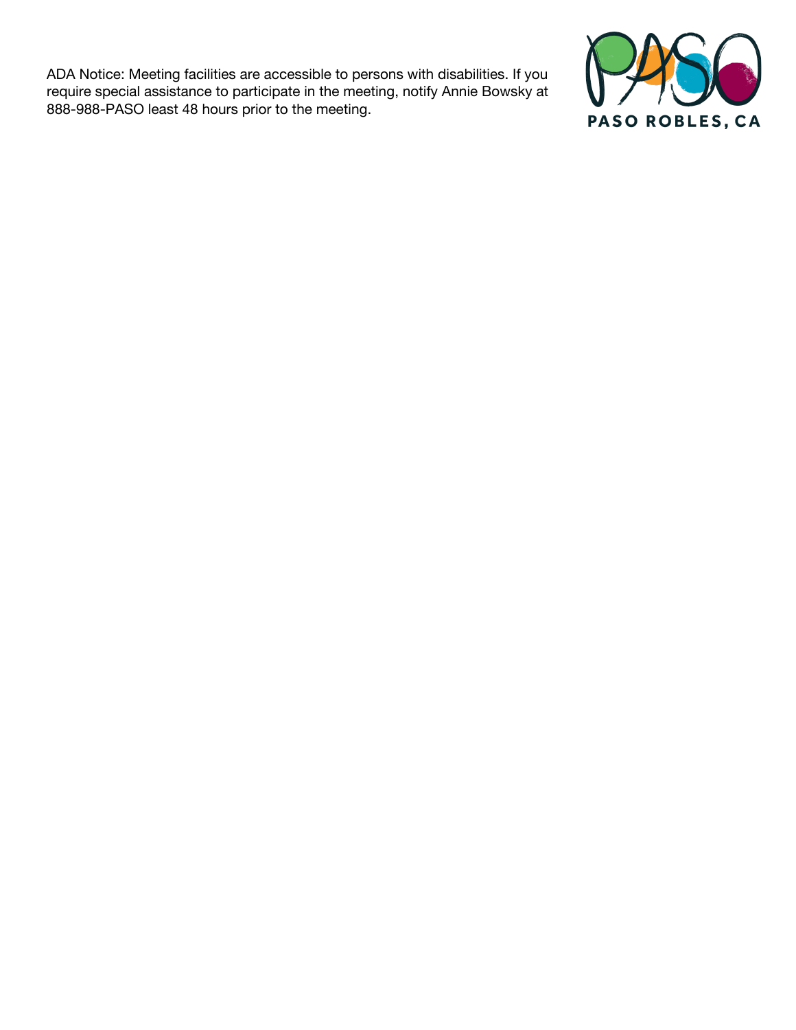ADA Notice: Meeting facilities are accessible to persons with disabilities. If you require special assistance to participate in the meeting, notify Annie Bowsky at 888-988-PASO least 48 hours prior to the meeting.

PASO ROBLES, CA